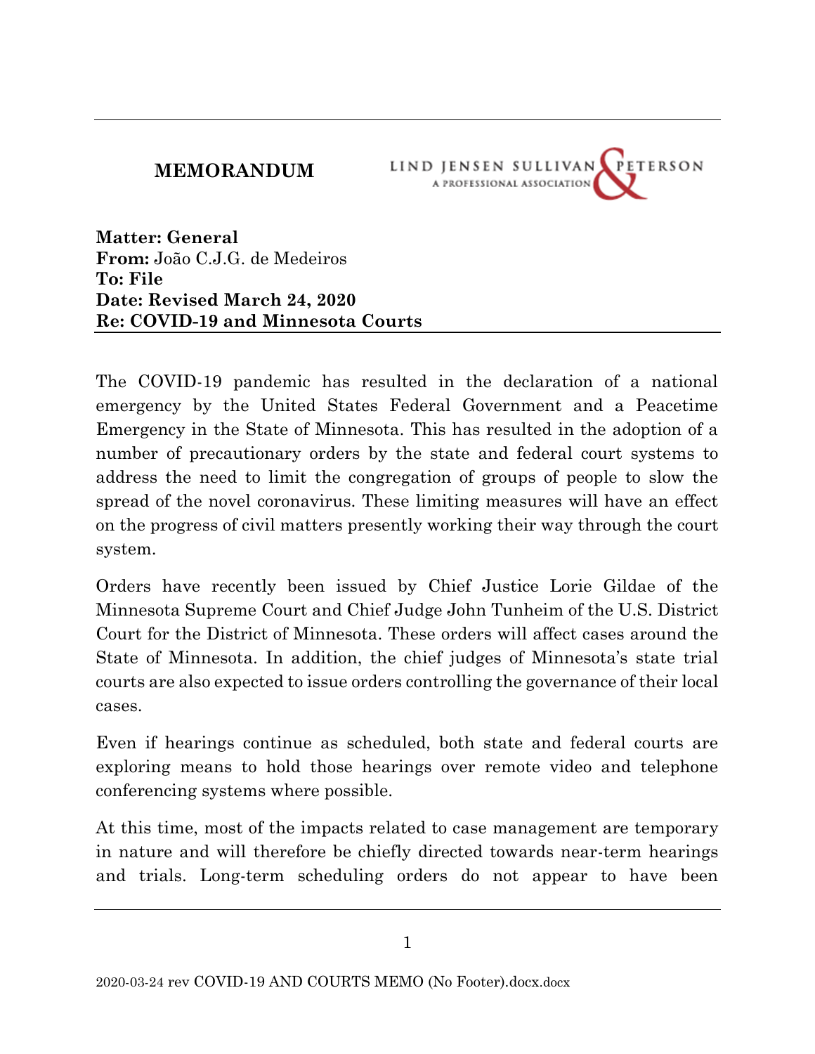**MEMORANDUM**

LIND JENSEN SULLIVAN & PETERSON
A PROFESSIONAL ASSOCIATION

**Matter: General**
**From:** João C.J.G. de Medeiros
**To: File**
**Date: Revised March 24, 2020**
**Re: COVID-19 and Minnesota Courts**

---

The COVID-19 pandemic has resulted in the declaration of a national emergency by the United States Federal Government and a Peacetime Emergency in the State of Minnesota. This has resulted in the adoption of a number of precautionary orders by the state and federal court systems to address the need to limit the congregation of groups of people to slow the spread of the novel coronavirus. These limiting measures will have an effect on the progress of civil matters presently working their way through the court system.

Orders have recently been issued by Chief Justice Lorie Gildae of the Minnesota Supreme Court and Chief Judge John Tunheim of the U.S. District Court for the District of Minnesota. These orders will affect cases around the State of Minnesota. In addition, the chief judges of Minnesota's state trial courts are also expected to issue orders controlling the governance of their local cases.

Even if hearings continue as scheduled, both state and federal courts are exploring means to hold those hearings over remote video and telephone conferencing systems where possible.

At this time, most of the impacts related to case management are temporary in nature and will therefore be chiefly directed towards near-term hearings and trials. Long-term scheduling orders do not appear to have been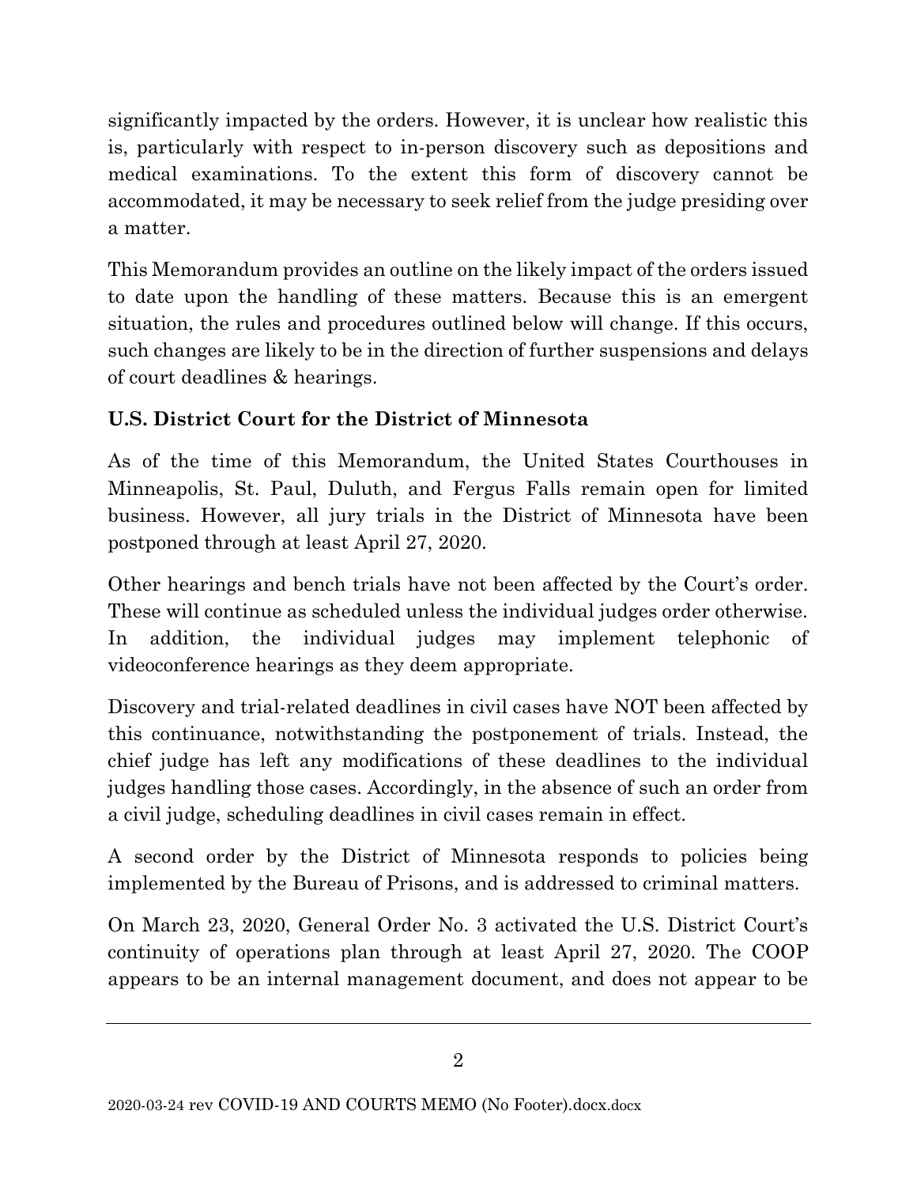significantly impacted by the orders. However, it is unclear how realistic this is, particularly with respect to in-person discovery such as depositions and medical examinations. To the extent this form of discovery cannot be accommodated, it may be necessary to seek relief from the judge presiding over a matter.

This Memorandum provides an outline on the likely impact of the orders issued to date upon the handling of these matters. Because this is an emergent situation, the rules and procedures outlined below will change. If this occurs, such changes are likely to be in the direction of further suspensions and delays of court deadlines & hearings.

**U.S. District Court for the District of Minnesota**

As of the time of this Memorandum, the United States Courthouses in Minneapolis, St. Paul, Duluth, and Fergus Falls remain open for limited business. However, all jury trials in the District of Minnesota have been postponed through at least April 27, 2020.

Other hearings and bench trials have not been affected by the Court's order. These will continue as scheduled unless the individual judges order otherwise. In addition, the individual judges may implement telephonic of videoconference hearings as they deem appropriate.

Discovery and trial-related deadlines in civil cases have NOT been affected by this continuance, notwithstanding the postponement of trials. Instead, the chief judge has left any modifications of these deadlines to the individual judges handling those cases. Accordingly, in the absence of such an order from a civil judge, scheduling deadlines in civil cases remain in effect.

A second order by the District of Minnesota responds to policies being implemented by the Bureau of Prisons, and is addressed to criminal matters.

On March 23, 2020, General Order No. 3 activated the U.S. District Court's continuity of operations plan through at least April 27, 2020. The COOP appears to be an internal management document, and does not appear to be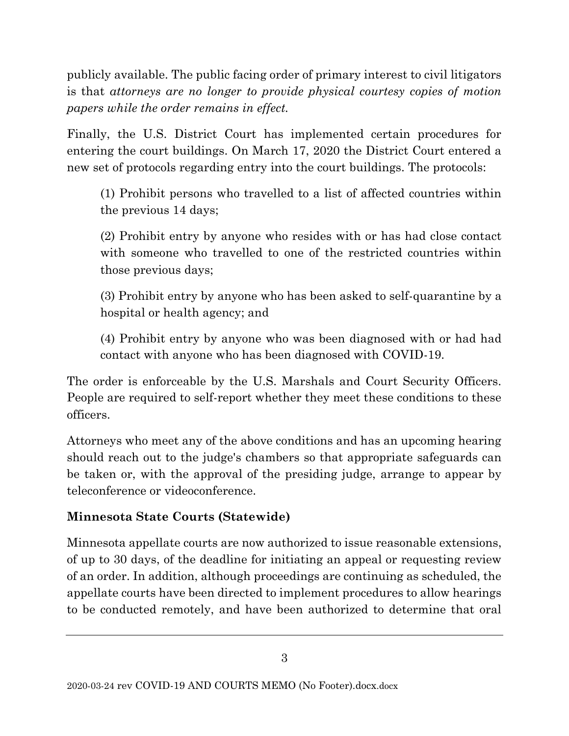publicly available. The public facing order of primary interest to civil litigators is that *attorneys are no longer to provide physical courtesy copies of motion papers while the order remains in effect.*

Finally, the U.S. District Court has implemented certain procedures for entering the court buildings. On March 17, 2020 the District Court entered a new set of protocols regarding entry into the court buildings. The protocols:

> (1) Prohibit persons who travelled to a list of affected countries within the previous 14 days;
>
> (2) Prohibit entry by anyone who resides with or has had close contact with someone who travelled to one of the restricted countries within those previous days;
>
> (3) Prohibit entry by anyone who has been asked to self-quarantine by a hospital or health agency; and
>
> (4) Prohibit entry by anyone who was been diagnosed with or had had contact with anyone who has been diagnosed with COVID-19.

The order is enforceable by the U.S. Marshals and Court Security Officers. People are required to self-report whether they meet these conditions to these officers.

Attorneys who meet any of the above conditions and has an upcoming hearing should reach out to the judge's chambers so that appropriate safeguards can be taken or, with the approval of the presiding judge, arrange to appear by teleconference or videoconference.

**Minnesota State Courts (Statewide)**

Minnesota appellate courts are now authorized to issue reasonable extensions, of up to 30 days, of the deadline for initiating an appeal or requesting review of an order. In addition, although proceedings are continuing as scheduled, the appellate courts have been directed to implement procedures to allow hearings to be conducted remotely, and have been authorized to determine that oral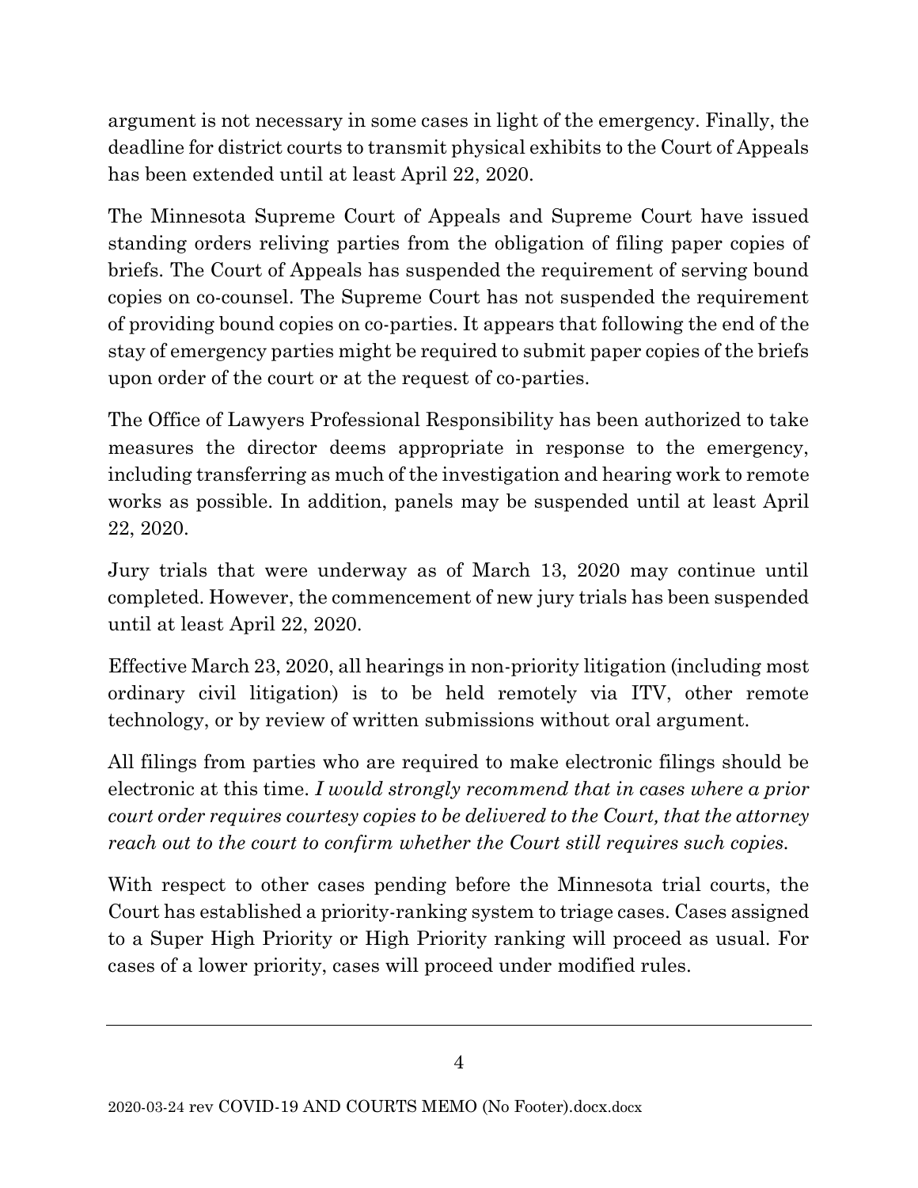argument is not necessary in some cases in light of the emergency. Finally, the deadline for district courts to transmit physical exhibits to the Court of Appeals has been extended until at least April 22, 2020.

The Minnesota Supreme Court of Appeals and Supreme Court have issued standing orders reliving parties from the obligation of filing paper copies of briefs. The Court of Appeals has suspended the requirement of serving bound copies on co-counsel. The Supreme Court has not suspended the requirement of providing bound copies on co-parties. It appears that following the end of the stay of emergency parties might be required to submit paper copies of the briefs upon order of the court or at the request of co-parties.

The Office of Lawyers Professional Responsibility has been authorized to take measures the director deems appropriate in response to the emergency, including transferring as much of the investigation and hearing work to remote works as possible. In addition, panels may be suspended until at least April 22, 2020.

Jury trials that were underway as of March 13, 2020 may continue until completed. However, the commencement of new jury trials has been suspended until at least April 22, 2020.

Effective March 23, 2020, all hearings in non-priority litigation (including most ordinary civil litigation) is to be held remotely via ITV, other remote technology, or by review of written submissions without oral argument.

All filings from parties who are required to make electronic filings should be electronic at this time. *I would strongly recommend that in cases where a prior court order requires courtesy copies to be delivered to the Court, that the attorney reach out to the court to confirm whether the Court still requires such copies.*

With respect to other cases pending before the Minnesota trial courts, the Court has established a priority-ranking system to triage cases. Cases assigned to a Super High Priority or High Priority ranking will proceed as usual. For cases of a lower priority, cases will proceed under modified rules.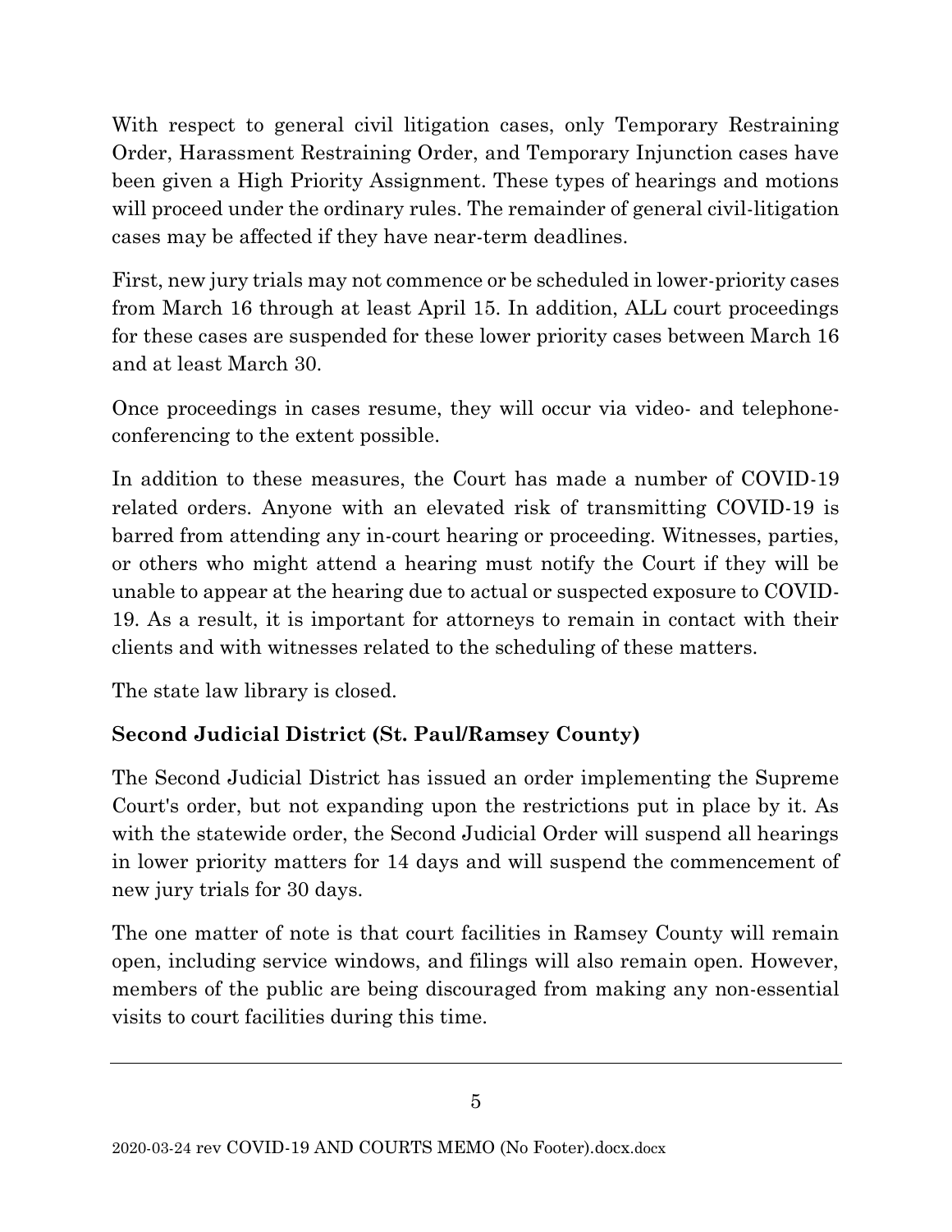With respect to general civil litigation cases, only Temporary Restraining Order, Harassment Restraining Order, and Temporary Injunction cases have been given a High Priority Assignment. These types of hearings and motions will proceed under the ordinary rules. The remainder of general civil-litigation cases may be affected if they have near-term deadlines.

First, new jury trials may not commence or be scheduled in lower-priority cases from March 16 through at least April 15. In addition, ALL court proceedings for these cases are suspended for these lower priority cases between March 16 and at least March 30.

Once proceedings in cases resume, they will occur via video- and telephone-conferencing to the extent possible.

In addition to these measures, the Court has made a number of COVID-19 related orders. Anyone with an elevated risk of transmitting COVID-19 is barred from attending any in-court hearing or proceeding. Witnesses, parties, or others who might attend a hearing must notify the Court if they will be unable to appear at the hearing due to actual or suspected exposure to COVID-19. As a result, it is important for attorneys to remain in contact with their clients and with witnesses related to the scheduling of these matters.

The state law library is closed.

**Second Judicial District (St. Paul/Ramsey County)**

The Second Judicial District has issued an order implementing the Supreme Court's order, but not expanding upon the restrictions put in place by it. As with the statewide order, the Second Judicial Order will suspend all hearings in lower priority matters for 14 days and will suspend the commencement of new jury trials for 30 days.

The one matter of note is that court facilities in Ramsey County will remain open, including service windows, and filings will also remain open. However, members of the public are being discouraged from making any non-essential visits to court facilities during this time.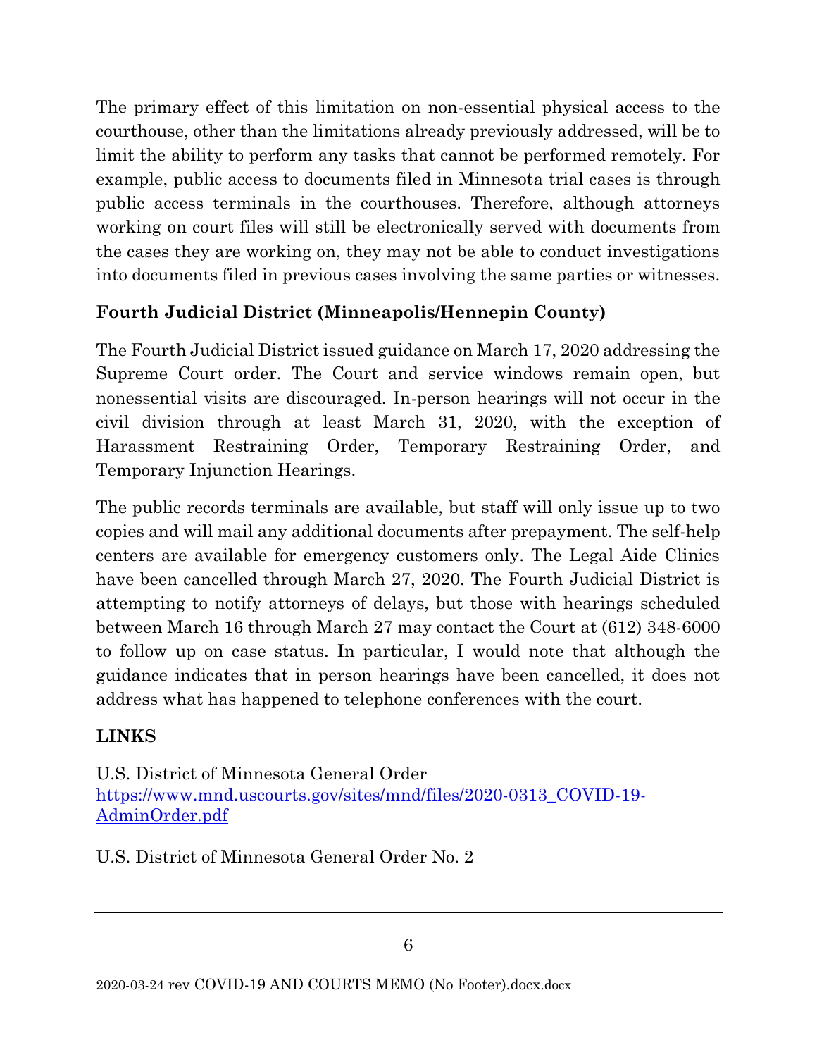The primary effect of this limitation on non-essential physical access to the courthouse, other than the limitations already previously addressed, will be to limit the ability to perform any tasks that cannot be performed remotely. For example, public access to documents filed in Minnesota trial cases is through public access terminals in the courthouses. Therefore, although attorneys working on court files will still be electronically served with documents from the cases they are working on, they may not be able to conduct investigations into documents filed in previous cases involving the same parties or witnesses.

**Fourth Judicial District (Minneapolis/Hennepin County)**

The Fourth Judicial District issued guidance on March 17, 2020 addressing the Supreme Court order. The Court and service windows remain open, but nonessential visits are discouraged. In-person hearings will not occur in the civil division through at least March 31, 2020, with the exception of Harassment Restraining Order, Temporary Restraining Order, and Temporary Injunction Hearings.

The public records terminals are available, but staff will only issue up to two copies and will mail any additional documents after prepayment. The self-help centers are available for emergency customers only. The Legal Aide Clinics have been cancelled through March 27, 2020. The Fourth Judicial District is attempting to notify attorneys of delays, but those with hearings scheduled between March 16 through March 27 may contact the Court at (612) 348-6000 to follow up on case status. In particular, I would note that although the guidance indicates that in person hearings have been cancelled, it does not address what has happened to telephone conferences with the court.

**LINKS**

U.S. District of Minnesota General Order
https://www.mnd.uscourts.gov/sites/mnd/files/2020-0313_COVID-19-AdminOrder.pdf

U.S. District of Minnesota General Order No. 2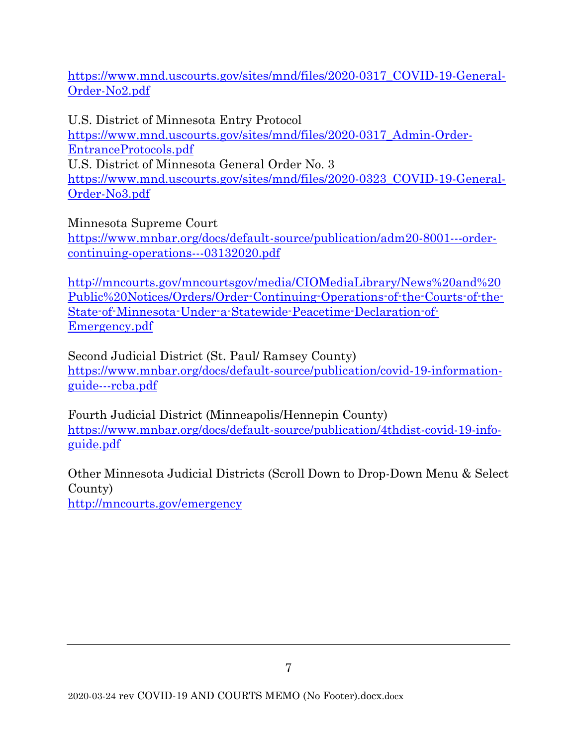https://www.mnd.uscourts.gov/sites/mnd/files/2020-0317_COVID-19-General-Order-No2.pdf

U.S. District of Minnesota Entry Protocol
https://www.mnd.uscourts.gov/sites/mnd/files/2020-0317_Admin-Order-EntranceProtocols.pdf
U.S. District of Minnesota General Order No. 3
https://www.mnd.uscourts.gov/sites/mnd/files/2020-0323_COVID-19-General-Order-No3.pdf

Minnesota Supreme Court
https://www.mnbar.org/docs/default-source/publication/adm20-8001---order-continuing-operations---03132020.pdf

http://mncourts.gov/mncourtsgov/media/CIOMediaLibrary/News%20and%20Public%20Notices/Orders/Order-Continuing-Operations-of-the-Courts-of-the-State-of-Minnesota-Under-a-Statewide-Peacetime-Declaration-of-Emergency.pdf

Second Judicial District (St. Paul/ Ramsey County)
https://www.mnbar.org/docs/default-source/publication/covid-19-information-guide---rcba.pdf

Fourth Judicial District (Minneapolis/Hennepin County)
https://www.mnbar.org/docs/default-source/publication/4thdist-covid-19-info-guide.pdf

Other Minnesota Judicial Districts (Scroll Down to Drop-Down Menu & Select County)
http://mncourts.gov/emergency